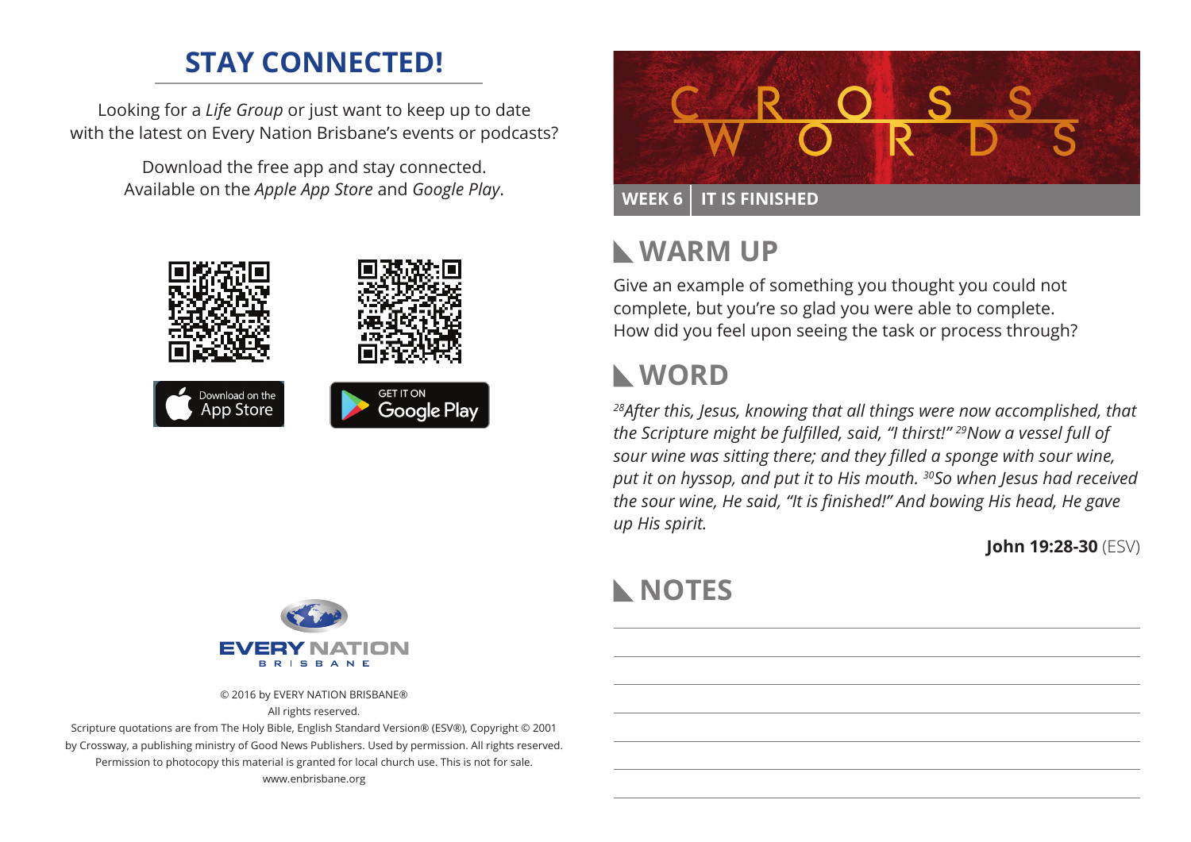## STAY CONNECTED!

Looking for a *Life Group* or just want to keep up to date with the latest on Every Nation Brisbane's events or podcasts?

Download the free app and stay connected. Available on the *Apple App Store* and *Google Play*.

Download on the App Store

GET IT ON Google Play

EVERY NATION BRISBANE

© 2016 by EVERY NATION BRISBANE®
All rights reserved.
Scripture quotations are from The Holy Bible, English Standard Version® (ESV®), Copyright © 2001 by Crossway, a publishing ministry of Good News Publishers. Used by permission. All rights reserved.
Permission to photocopy this material is granted for local church use. This is not for sale.
www.enbrisbane.org

# CROSS WORDS

**WEEK 6 | IT IS FINISHED**

## WARM UP

Give an example of something you thought you could not complete, but you're so glad you were able to complete. How did you feel upon seeing the task or process through?

## WORD

*[28]After this, Jesus, knowing that all things were now accomplished, that the Scripture might be fulfilled, said, "I thirst!" [29]Now a vessel full of sour wine was sitting there; and they filled a sponge with sour wine, put it on hyssop, and put it to His mouth. [30]So when Jesus had received the sour wine, He said, "It is finished!" And bowing His head, He gave up His spirit.*

**John 19:28-30** (ESV)

## NOTES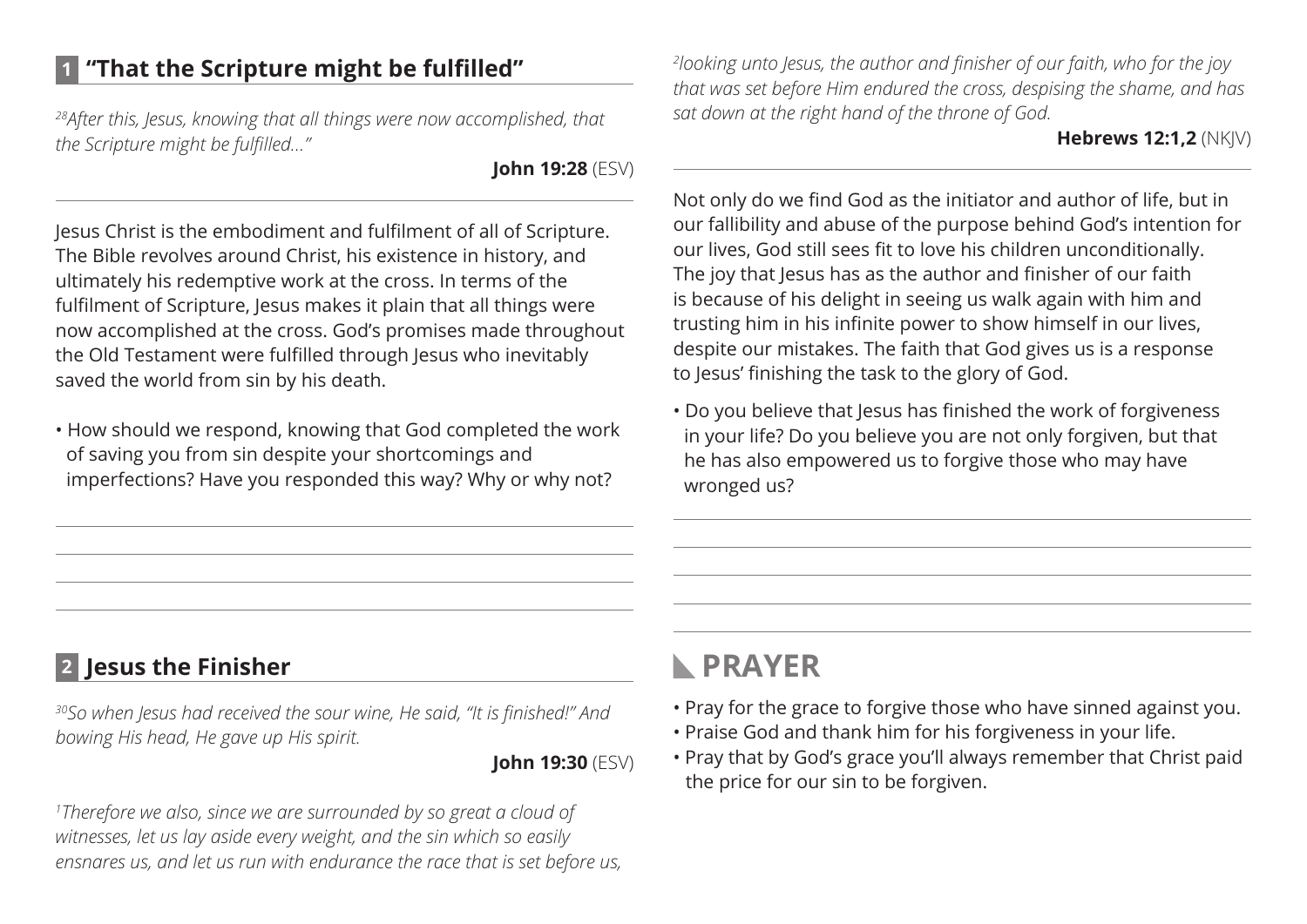## 1 "That the Scripture might be fulfilled"

*[28]After this, Jesus, knowing that all things were now accomplished, that the Scripture might be fulfilled..."*

**John 19:28** (ESV)

Jesus Christ is the embodiment and fulfilment of all of Scripture. The Bible revolves around Christ, his existence in history, and ultimately his redemptive work at the cross. In terms of the fulfilment of Scripture, Jesus makes it plain that all things were now accomplished at the cross. God's promises made throughout the Old Testament were fulfilled through Jesus who inevitably saved the world from sin by his death.

- How should we respond, knowing that God completed the work of saving you from sin despite your shortcomings and imperfections? Have you responded this way? Why or why not?

## 2 Jesus the Finisher

*[30]So when Jesus had received the sour wine, He said, "It is finished!" And bowing His head, He gave up His spirit.*

**John 19:30** (ESV)

*[1]Therefore we also, since we are surrounded by so great a cloud of witnesses, let us lay aside every weight, and the sin which so easily ensnares us, and let us run with endurance the race that is set before us, [2]looking unto Jesus, the author and finisher of our faith, who for the joy that was set before Him endured the cross, despising the shame, and has sat down at the right hand of the throne of God.*

**Hebrews 12:1,2** (NKJV)

Not only do we find God as the initiator and author of life, but in our fallibility and abuse of the purpose behind God's intention for our lives, God still sees fit to love his children unconditionally. The joy that Jesus has as the author and finisher of our faith is because of his delight in seeing us walk again with him and trusting him in his infinite power to show himself in our lives, despite our mistakes. The faith that God gives us is a response to Jesus' finishing the task to the glory of God.

- Do you believe that Jesus has finished the work of forgiveness in your life? Do you believe you are not only forgiven, but that he has also empowered us to forgive those who may have wronged us?

## PRAYER

- Pray for the grace to forgive those who have sinned against you.
- Praise God and thank him for his forgiveness in your life.
- Pray that by God's grace you'll always remember that Christ paid the price for our sin to be forgiven.